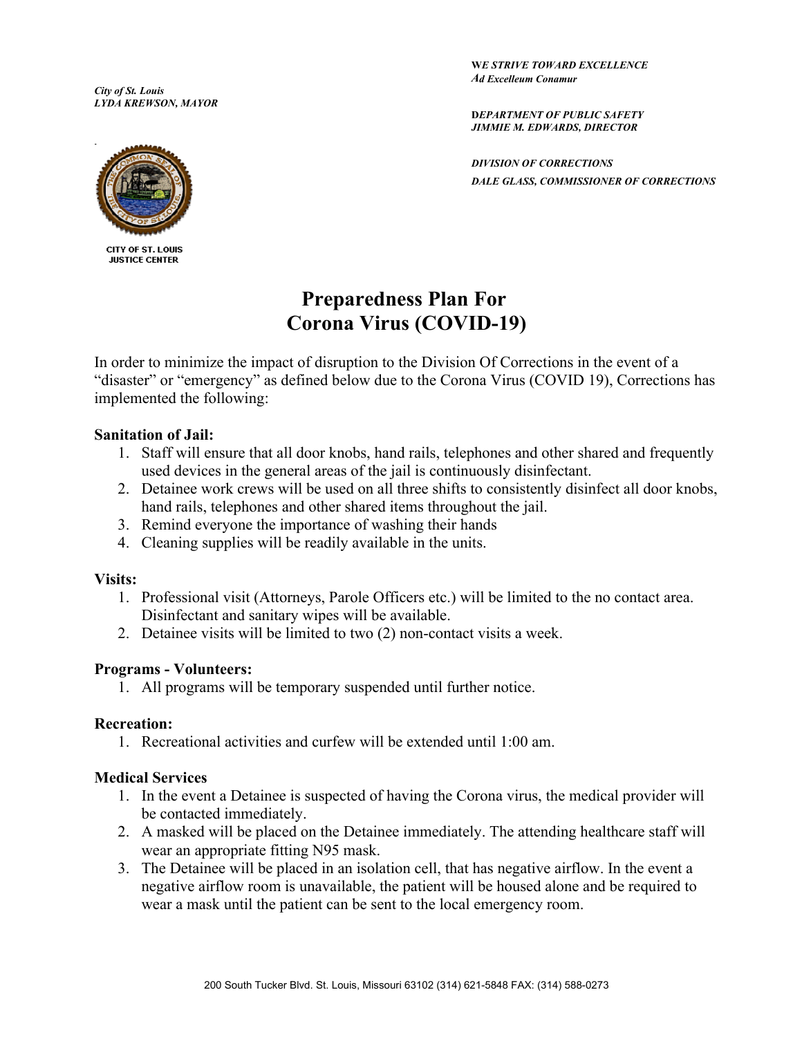*City of St. Louis*
*LYDA KREWSON, MAYOR*

CITY OF ST. LOUIS
JUSTICE CENTER

**W*E STRIVE TOWARD EXCELLENCE***
***Ad Excelleum Conamur***

**D*EPARTMENT OF PUBLIC SAFETY***
***JIMMIE M. EDWARDS, DIRECTOR***

***DIVISION OF CORRECTIONS***
***DALE GLASS, COMMISSIONER OF CORRECTIONS***

# Preparedness Plan For Corona Virus (COVID-19)

In order to minimize the impact of disruption to the Division Of Corrections in the event of a "disaster" or "emergency" as defined below due to the Corona Virus (COVID 19), Corrections has implemented the following:

**Sanitation of Jail:**

1. Staff will ensure that all door knobs, hand rails, telephones and other shared and frequently used devices in the general areas of the jail is continuously disinfectant.
2. Detainee work crews will be used on all three shifts to consistently disinfect all door knobs, hand rails, telephones and other shared items throughout the jail.
3. Remind everyone the importance of washing their hands
4. Cleaning supplies will be readily available in the units.

**Visits:**

1. Professional visit (Attorneys, Parole Officers etc.) will be limited to the no contact area. Disinfectant and sanitary wipes will be available.
2. Detainee visits will be limited to two (2) non-contact visits a week.

**Programs - Volunteers:**

1. All programs will be temporary suspended until further notice.

**Recreation:**

1. Recreational activities and curfew will be extended until 1:00 am.

**Medical Services**

1. In the event a Detainee is suspected of having the Corona virus, the medical provider will be contacted immediately.
2. A masked will be placed on the Detainee immediately. The attending healthcare staff will wear an appropriate fitting N95 mask.
3. The Detainee will be placed in an isolation cell, that has negative airflow. In the event a negative airflow room is unavailable, the patient will be housed alone and be required to wear a mask until the patient can be sent to the local emergency room.

200 South Tucker Blvd. St. Louis, Missouri 63102 (314) 621-5848 FAX: (314) 588-0273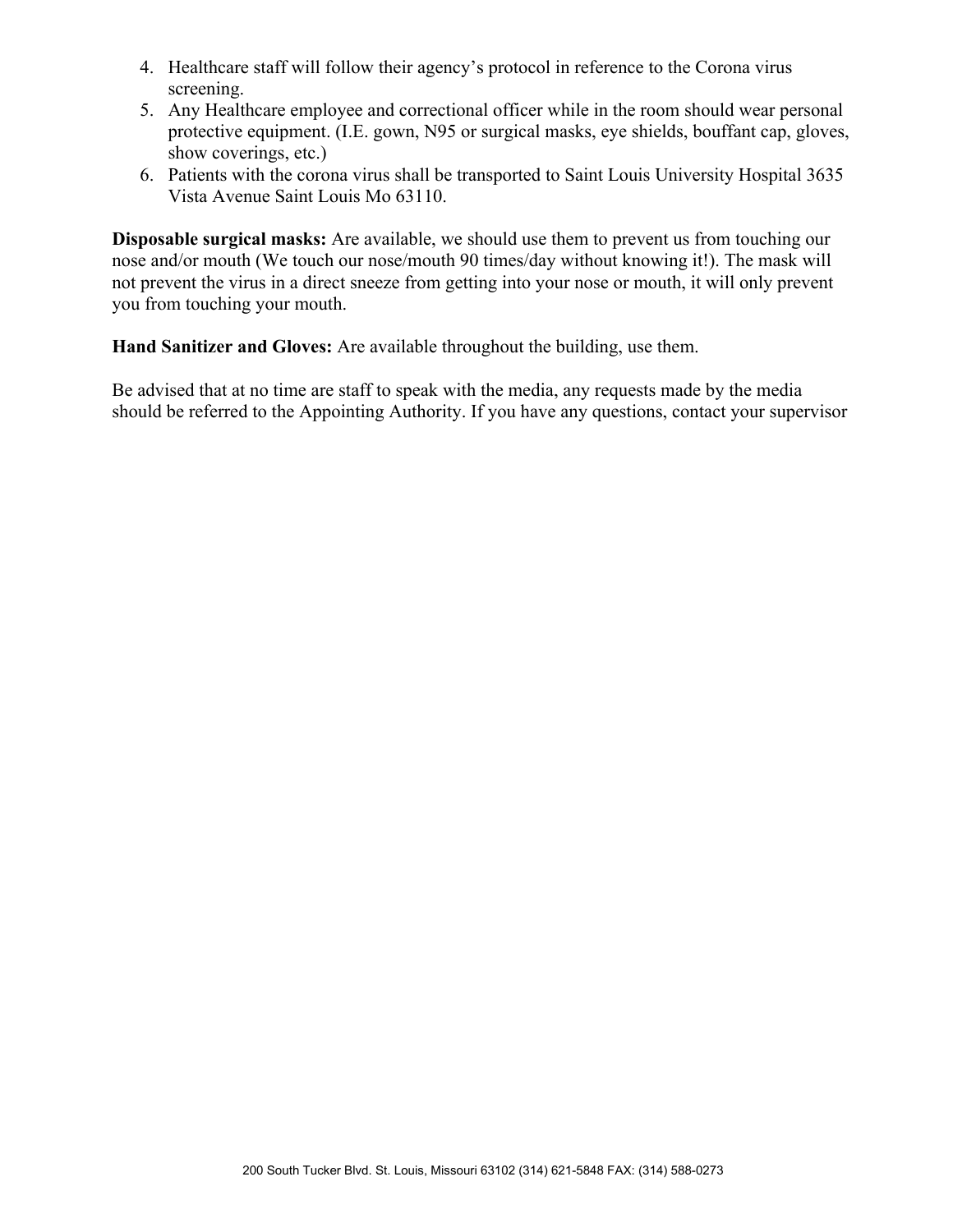4. Healthcare staff will follow their agency's protocol in reference to the Corona virus screening.
5. Any Healthcare employee and correctional officer while in the room should wear personal protective equipment. (I.E. gown, N95 or surgical masks, eye shields, bouffant cap, gloves, show coverings, etc.)
6. Patients with the corona virus shall be transported to Saint Louis University Hospital 3635 Vista Avenue Saint Louis Mo 63110.

**Disposable surgical masks:** Are available, we should use them to prevent us from touching our nose and/or mouth (We touch our nose/mouth 90 times/day without knowing it!). The mask will not prevent the virus in a direct sneeze from getting into your nose or mouth, it will only prevent you from touching your mouth.

**Hand Sanitizer and Gloves:** Are available throughout the building, use them.

Be advised that at no time are staff to speak with the media, any requests made by the media should be referred to the Appointing Authority. If you have any questions, contact your supervisor

200 South Tucker Blvd. St. Louis, Missouri 63102 (314) 621-5848 FAX: (314) 588-0273